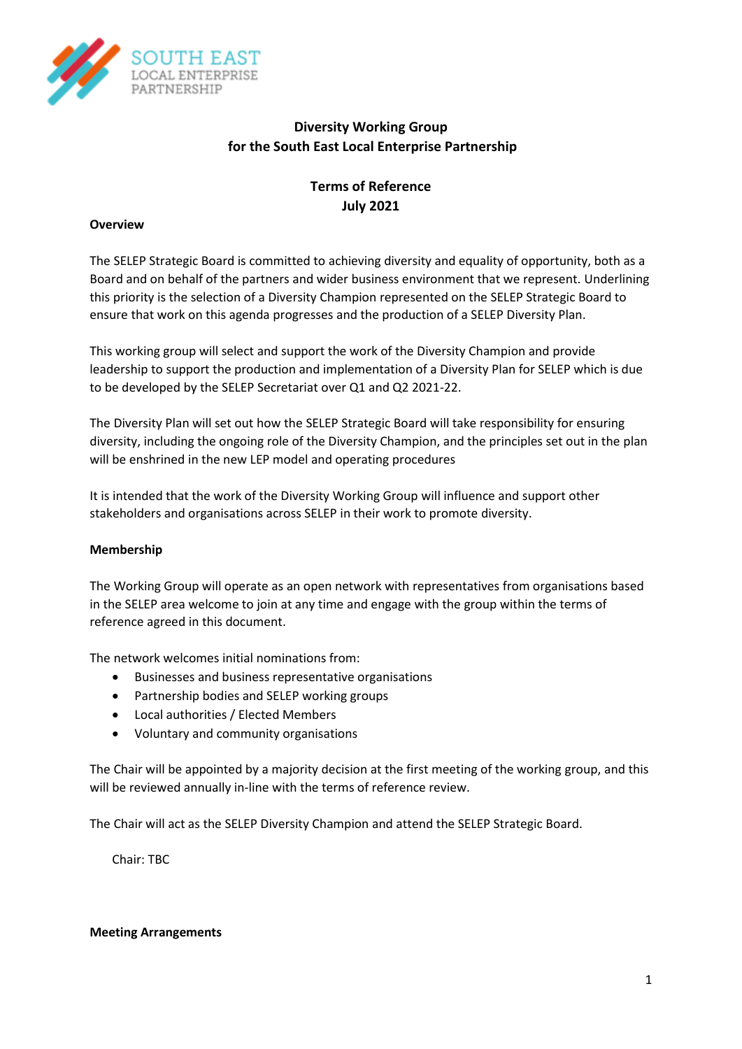# Diversity Working Group
# for the South East Local Enterprise Partnership

## Terms of Reference
## July 2021

**Overview**

The SELEP Strategic Board is committed to achieving diversity and equality of opportunity, both as a Board and on behalf of the partners and wider business environment that we represent. Underlining this priority is the selection of a Diversity Champion represented on the SELEP Strategic Board to ensure that work on this agenda progresses and the production of a SELEP Diversity Plan.

This working group will select and support the work of the Diversity Champion and provide leadership to support the production and implementation of a Diversity Plan for SELEP which is due to be developed by the SELEP Secretariat over Q1 and Q2 2021-22.

The Diversity Plan will set out how the SELEP Strategic Board will take responsibility for ensuring diversity, including the ongoing role of the Diversity Champion, and the principles set out in the plan will be enshrined in the new LEP model and operating procedures

It is intended that the work of the Diversity Working Group will influence and support other stakeholders and organisations across SELEP in their work to promote diversity.

**Membership**

The Working Group will operate as an open network with representatives from organisations based in the SELEP area welcome to join at any time and engage with the group within the terms of reference agreed in this document.

The network welcomes initial nominations from:

- Businesses and business representative organisations
- Partnership bodies and SELEP working groups
- Local authorities / Elected Members
- Voluntary and community organisations

The Chair will be appointed by a majority decision at the first meeting of the working group, and this will be reviewed annually in-line with the terms of reference review.

The Chair will act as the SELEP Diversity Champion and attend the SELEP Strategic Board.

Chair: TBC

**Meeting Arrangements**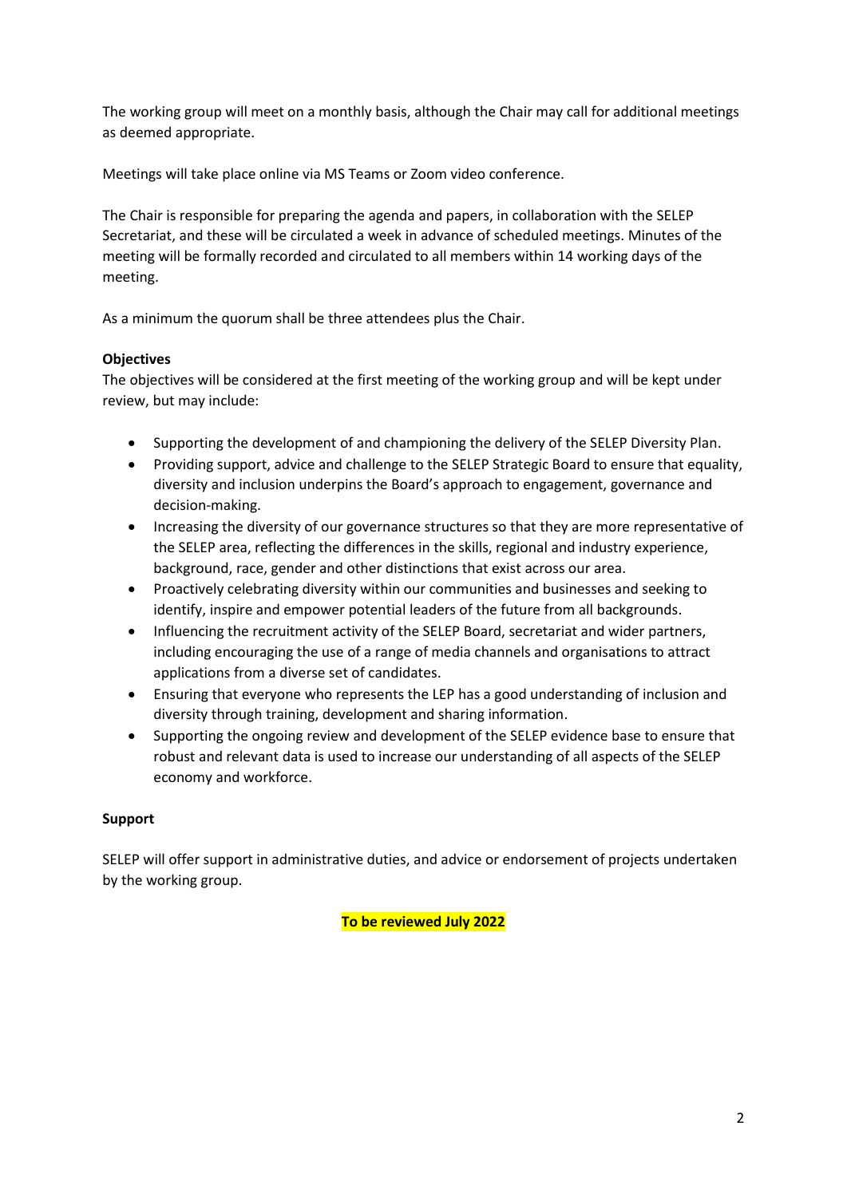The working group will meet on a monthly basis, although the Chair may call for additional meetings as deemed appropriate.

Meetings will take place online via MS Teams or Zoom video conference.

The Chair is responsible for preparing the agenda and papers, in collaboration with the SELEP Secretariat, and these will be circulated a week in advance of scheduled meetings. Minutes of the meeting will be formally recorded and circulated to all members within 14 working days of the meeting.

As a minimum the quorum shall be three attendees plus the Chair.

**Objectives**

The objectives will be considered at the first meeting of the working group and will be kept under review, but may include:

- Supporting the development of and championing the delivery of the SELEP Diversity Plan.
- Providing support, advice and challenge to the SELEP Strategic Board to ensure that equality, diversity and inclusion underpins the Board's approach to engagement, governance and decision-making.
- Increasing the diversity of our governance structures so that they are more representative of the SELEP area, reflecting the differences in the skills, regional and industry experience, background, race, gender and other distinctions that exist across our area.
- Proactively celebrating diversity within our communities and businesses and seeking to identify, inspire and empower potential leaders of the future from all backgrounds.
- Influencing the recruitment activity of the SELEP Board, secretariat and wider partners, including encouraging the use of a range of media channels and organisations to attract applications from a diverse set of candidates.
- Ensuring that everyone who represents the LEP has a good understanding of inclusion and diversity through training, development and sharing information.
- Supporting the ongoing review and development of the SELEP evidence base to ensure that robust and relevant data is used to increase our understanding of all aspects of the SELEP economy and workforce.

**Support**

SELEP will offer support in administrative duties, and advice or endorsement of projects undertaken by the working group.

**To be reviewed July 2022**